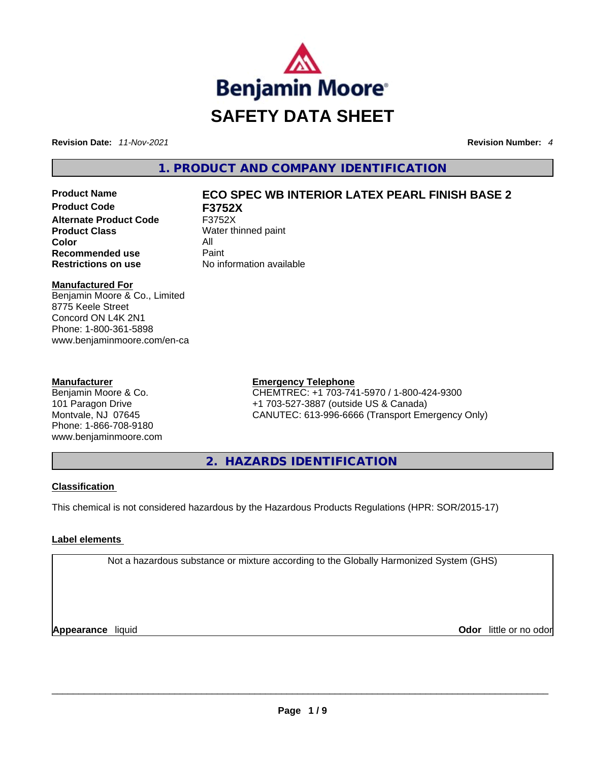Benjamin Moore

# SAFETY DATA SHEET

**Revision Date:** *11-Nov-2021* **Revision Number:** *4*

## 1. PRODUCT AND COMPANY IDENTIFICATION

| | |
|---|---|
| **Product Name** | **ECO SPEC WB INTERIOR LATEX PEARL FINISH BASE 2** |
| **Product Code** | **F3752X** |
| **Alternate Product Code** | F3752X |
| **Product Class** | Water thinned paint |
| **Color** | All |
| **Recommended use** | Paint |
| **Restrictions on use** | No information available |

**Manufactured For**
Benjamin Moore & Co., Limited
8775 Keele Street
Concord ON L4K 2N1
Phone: 1-800-361-5898
www.benjaminmoore.com/en-ca

**Manufacturer**
Benjamin Moore & Co.
101 Paragon Drive
Montvale, NJ 07645
Phone: 1-866-708-9180
www.benjaminmoore.com

**Emergency Telephone**
CHEMTREC: +1 703-741-5970 / 1-800-424-9300
+1 703-527-3887 (outside US & Canada)
CANUTEC: 613-996-6666 (Transport Emergency Only)

## 2. HAZARDS IDENTIFICATION

**Classification**

This chemical is not considered hazardous by the Hazardous Products Regulations (HPR: SOR/2015-17)

**Label elements**

Not a hazardous substance or mixture according to the Globally Harmonized System (GHS)

**Appearance** liquid **Odor** little or no odor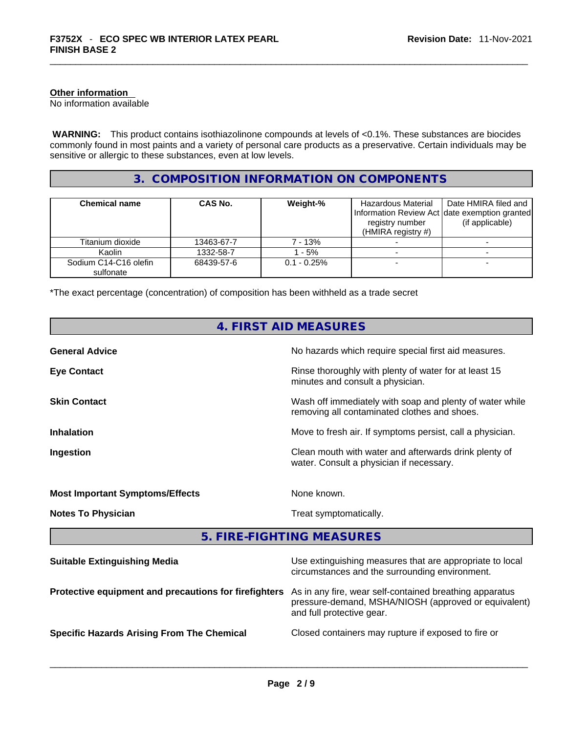**Other information**
No information available

**WARNING:** This product contains isothiazolinone compounds at levels of <0.1%. These substances are biocides commonly found in most paints and a variety of personal care products as a preservative. Certain individuals may be sensitive or allergic to these substances, even at low levels.

## 3. COMPOSITION INFORMATION ON COMPONENTS

| Chemical name | CAS No. | Weight-% | Hazardous Material Information Review Act registry number (HMIRA registry #) | Date HMIRA filed and date exemption granted (if applicable) |
|---|---|---|---|---|
| Titanium dioxide | 13463-67-7 | 7 - 13% | - | - |
| Kaolin | 1332-58-7 | 1 - 5% | - | - |
| Sodium C14-C16 olefin sulfonate | 68439-57-6 | 0.1 - 0.25% | - | - |

*The exact percentage (concentration) of composition has been withheld as a trade secret

## 4. FIRST AID MEASURES

**General Advice** No hazards which require special first aid measures.

**Eye Contact** Rinse thoroughly with plenty of water for at least 15 minutes and consult a physician.

**Skin Contact** Wash off immediately with soap and plenty of water while removing all contaminated clothes and shoes.

**Inhalation** Move to fresh air. If symptoms persist, call a physician.

**Ingestion** Clean mouth with water and afterwards drink plenty of water. Consult a physician if necessary.

**Most Important Symptoms/Effects** None known.

**Notes To Physician** Treat symptomatically.

## 5. FIRE-FIGHTING MEASURES

**Suitable Extinguishing Media** Use extinguishing measures that are appropriate to local circumstances and the surrounding environment.

**Protective equipment and precautions for firefighters** As in any fire, wear self-contained breathing apparatus pressure-demand, MSHA/NIOSH (approved or equivalent) and full protective gear.

**Specific Hazards Arising From The Chemical** Closed containers may rupture if exposed to fire or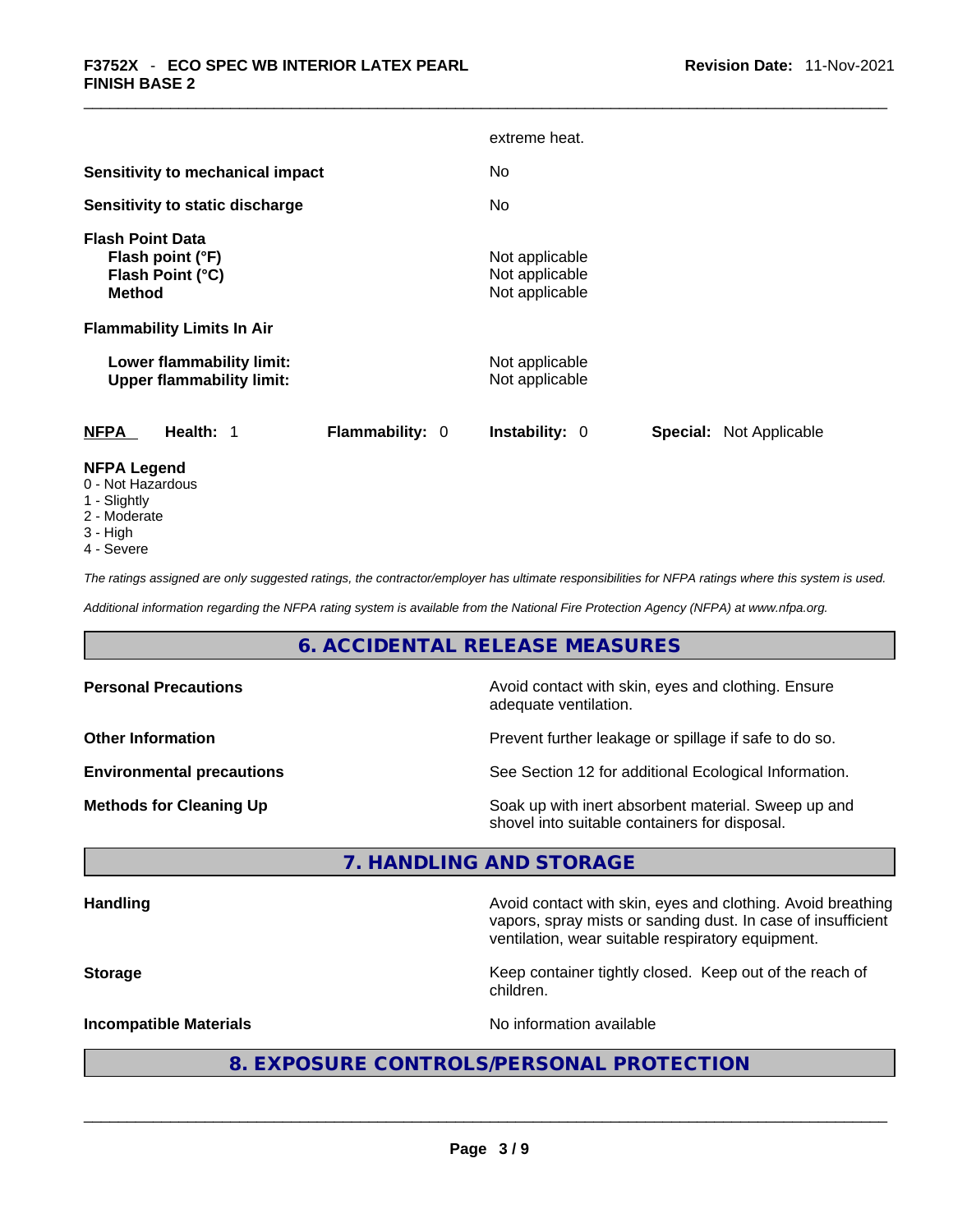extreme heat.

| | |
|---|---|
| **Sensitivity to mechanical impact** | No |
| **Sensitivity to static discharge** | No |

**Flash Point Data**

| | |
|---|---|
| **Flash point (°F)** | Not applicable |
| **Flash Point (°C)** | Not applicable |
| **Method** | Not applicable |

**Flammability Limits In Air**

| | |
|---|---|
| **Lower flammability limit:** | Not applicable |
| **Upper flammability limit:** | Not applicable |

| **NFPA** | **Health:** 1 | **Flammability:** 0 | **Instability:** 0 | **Special:** Not Applicable |
|---|---|---|---|---|

**NFPA Legend**
- 0 - Not Hazardous
- 1 - Slightly
- 2 - Moderate
- 3 - High
- 4 - Severe

*The ratings assigned are only suggested ratings, the contractor/employer has ultimate responsibilities for NFPA ratings where this system is used.*

*Additional information regarding the NFPA rating system is available from the National Fire Protection Agency (NFPA) at www.nfpa.org.*

## 6. ACCIDENTAL RELEASE MEASURES

| | |
|---|---|
| **Personal Precautions** | Avoid contact with skin, eyes and clothing. Ensure adequate ventilation. |
| **Other Information** | Prevent further leakage or spillage if safe to do so. |
| **Environmental precautions** | See Section 12 for additional Ecological Information. |
| **Methods for Cleaning Up** | Soak up with inert absorbent material. Sweep up and shovel into suitable containers for disposal. |

## 7. HANDLING AND STORAGE

| | |
|---|---|
| **Handling** | Avoid contact with skin, eyes and clothing. Avoid breathing vapors, spray mists or sanding dust. In case of insufficient ventilation, wear suitable respiratory equipment. |
| **Storage** | Keep container tightly closed. Keep out of the reach of children. |
| **Incompatible Materials** | No information available |

## 8. EXPOSURE CONTROLS/PERSONAL PROTECTION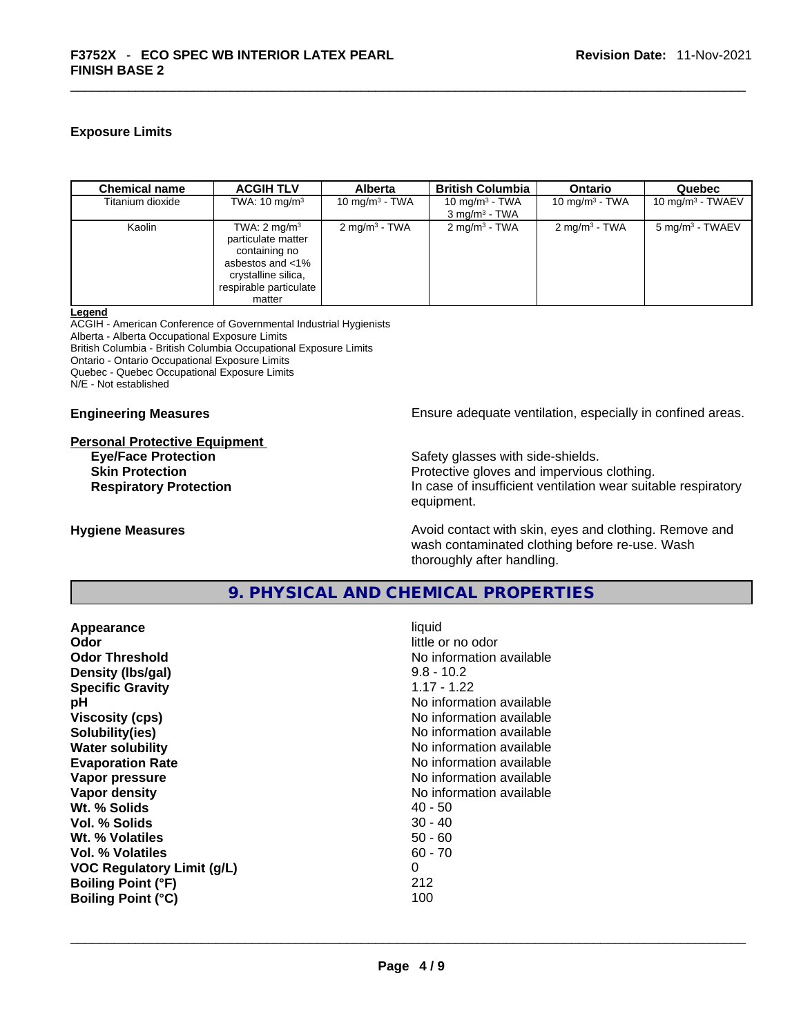### Exposure Limits

| Chemical name | ACGIH TLV | Alberta | British Columbia | Ontario | Quebec |
|---|---|---|---|---|---|
| Titanium dioxide | TWA: 10 mg/m³ | 10 mg/m³ - TWA | 10 mg/m³ - TWA<br>3 mg/m³ - TWA | 10 mg/m³ - TWA | 10 mg/m³ - TWAEV |
| Kaolin | TWA: 2 mg/m³ particulate matter containing no asbestos and <1% crystalline silica, respirable particulate matter | 2 mg/m³ - TWA | 2 mg/m³ - TWA | 2 mg/m³ - TWA | 5 mg/m³ - TWAEV |

**Legend**
ACGIH - American Conference of Governmental Industrial Hygienists
Alberta - Alberta Occupational Exposure Limits
British Columbia - British Columbia Occupational Exposure Limits
Ontario - Ontario Occupational Exposure Limits
Quebec - Quebec Occupational Exposure Limits
N/E - Not established

**Engineering Measures** Ensure adequate ventilation, especially in confined areas.

**Personal Protective Equipment**

**Eye/Face Protection** Safety glasses with side-shields.
**Skin Protection** Protective gloves and impervious clothing.
**Respiratory Protection** In case of insufficient ventilation wear suitable respiratory equipment.

**Hygiene Measures** Avoid contact with skin, eyes and clothing. Remove and wash contaminated clothing before re-use. Wash thoroughly after handling.

## 9. PHYSICAL AND CHEMICAL PROPERTIES

| | |
|---|---|
| **Appearance** | liquid |
| **Odor** | little or no odor |
| **Odor Threshold** | No information available |
| **Density (lbs/gal)** | 9.8 - 10.2 |
| **Specific Gravity** | 1.17 - 1.22 |
| **pH** | No information available |
| **Viscosity (cps)** | No information available |
| **Solubility(ies)** | No information available |
| **Water solubility** | No information available |
| **Evaporation Rate** | No information available |
| **Vapor pressure** | No information available |
| **Vapor density** | No information available |
| **Wt. % Solids** | 40 - 50 |
| **Vol. % Solids** | 30 - 40 |
| **Wt. % Volatiles** | 50 - 60 |
| **Vol. % Volatiles** | 60 - 70 |
| **VOC Regulatory Limit (g/L)** | 0 |
| **Boiling Point (°F)** | 212 |
| **Boiling Point (°C)** | 100 |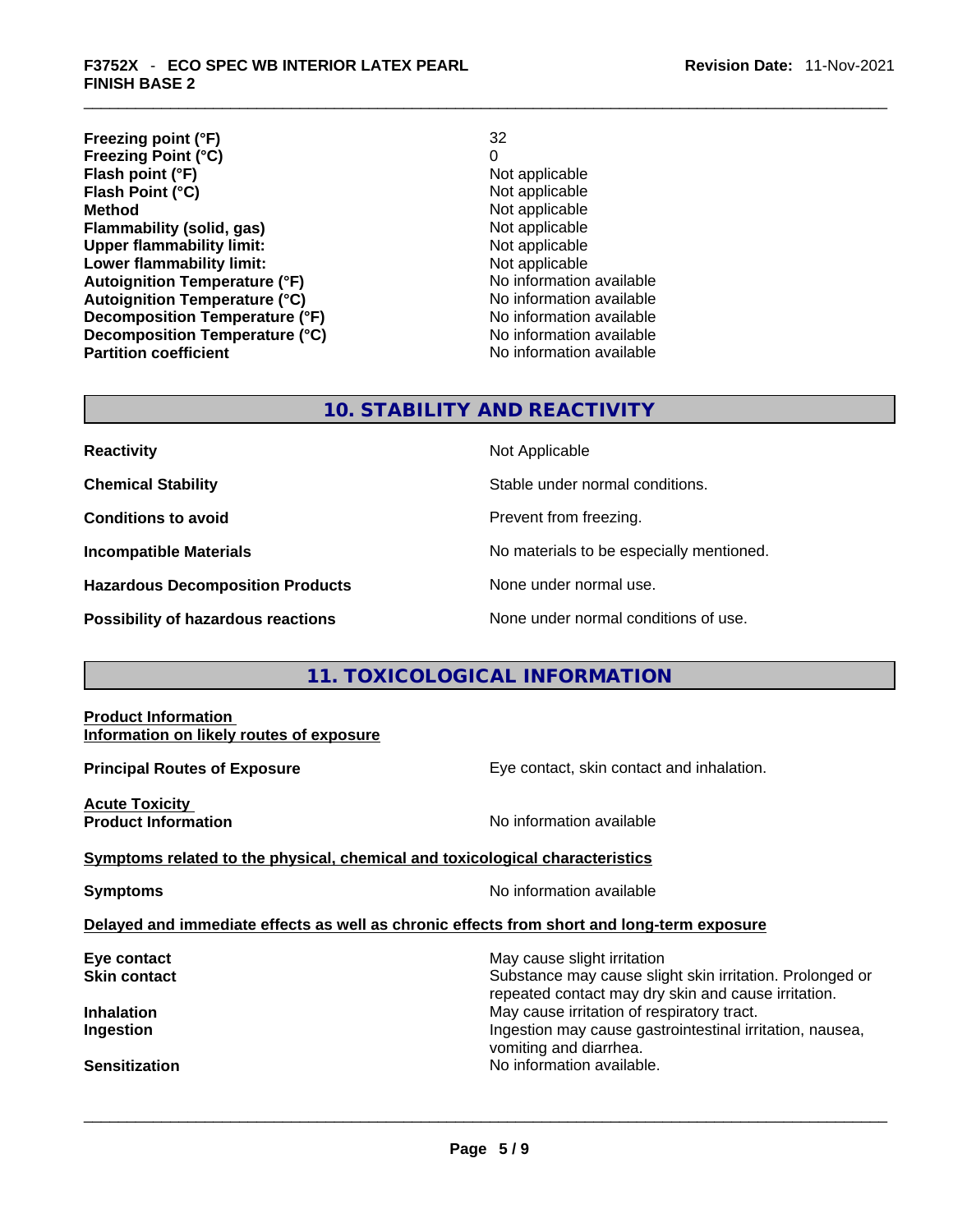| | |
|---|---|
| **Freezing point (°F)** | 32 |
| **Freezing Point (°C)** | 0 |
| **Flash point (°F)** | Not applicable |
| **Flash Point (°C)** | Not applicable |
| **Method** | Not applicable |
| **Flammability (solid, gas)** | Not applicable |
| **Upper flammability limit:** | Not applicable |
| **Lower flammability limit:** | Not applicable |
| **Autoignition Temperature (°F)** | No information available |
| **Autoignition Temperature (°C)** | No information available |
| **Decomposition Temperature (°F)** | No information available |
| **Decomposition Temperature (°C)** | No information available |
| **Partition coefficient** | No information available |

## 10. STABILITY AND REACTIVITY

| | |
|---|---|
| **Reactivity** | Not Applicable |
| **Chemical Stability** | Stable under normal conditions. |
| **Conditions to avoid** | Prevent from freezing. |
| **Incompatible Materials** | No materials to be especially mentioned. |
| **Hazardous Decomposition Products** | None under normal use. |
| **Possibility of hazardous reactions** | None under normal conditions of use. |

## 11. TOXICOLOGICAL INFORMATION

**Product Information**
**Information on likely routes of exposure**

| | |
|---|---|
| **Principal Routes of Exposure** | Eye contact, skin contact and inhalation. |

**Acute Toxicity**

| | |
|---|---|
| **Product Information** | No information available |

**Symptoms related to the physical, chemical and toxicological characteristics**

| | |
|---|---|
| **Symptoms** | No information available |

**Delayed and immediate effects as well as chronic effects from short and long-term exposure**

| | |
|---|---|
| **Eye contact** | May cause slight irritation |
| **Skin contact** | Substance may cause slight skin irritation. Prolonged or repeated contact may dry skin and cause irritation. |
| **Inhalation** | May cause irritation of respiratory tract. |
| **Ingestion** | Ingestion may cause gastrointestinal irritation, nausea, vomiting and diarrhea. |
| **Sensitization** | No information available. |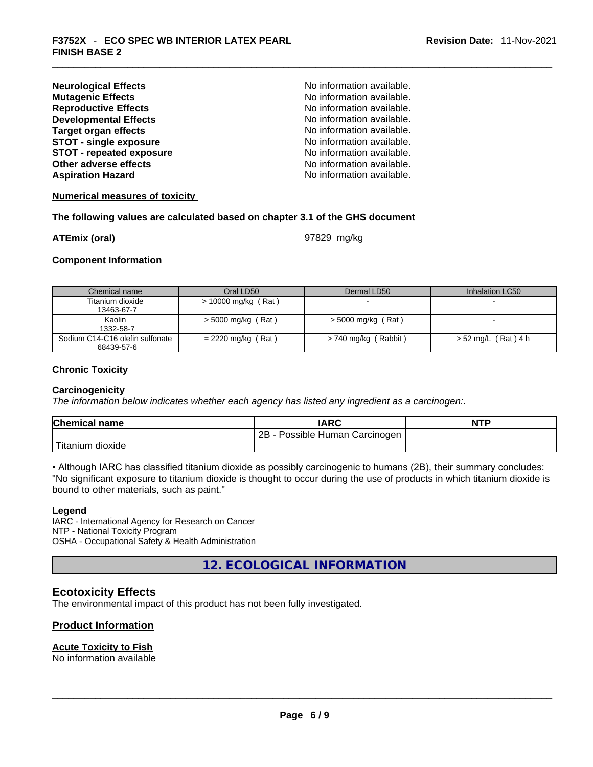| | |
|---|---|
| **Neurological Effects** | No information available. |
| **Mutagenic Effects** | No information available. |
| **Reproductive Effects** | No information available. |
| **Developmental Effects** | No information available. |
| **Target organ effects** | No information available. |
| **STOT - single exposure** | No information available. |
| **STOT - repeated exposure** | No information available. |
| **Other adverse effects** | No information available. |
| **Aspiration Hazard** | No information available. |

**Numerical measures of toxicity**

**The following values are calculated based on chapter 3.1 of the GHS document**

**ATEmix (oral)** 97829 mg/kg

**Component Information**

| Chemical name | Oral LD50 | Dermal LD50 | Inhalation LC50 |
|---|---|---|---|
| Titanium dioxide 13463-67-7 | > 10000 mg/kg ( Rat ) | - | - |
| Kaolin 1332-58-7 | > 5000 mg/kg ( Rat ) | > 5000 mg/kg ( Rat ) | - |
| Sodium C14-C16 olefin sulfonate 68439-57-6 | = 2220 mg/kg ( Rat ) | > 740 mg/kg ( Rabbit ) | > 52 mg/L ( Rat ) 4 h |

**Chronic Toxicity**

**Carcinogenicity**

*The information below indicates whether each agency has listed any ingredient as a carcinogen:.*

| Chemical name | IARC | NTP |
|---|---|---|
| Titanium dioxide | 2B - Possible Human Carcinogen | |

• Although IARC has classified titanium dioxide as possibly carcinogenic to humans (2B), their summary concludes: "No significant exposure to titanium dioxide is thought to occur during the use of products in which titanium dioxide is bound to other materials, such as paint."

**Legend**

IARC - International Agency for Research on Cancer
NTP - National Toxicity Program
OSHA - Occupational Safety & Health Administration

## 12. ECOLOGICAL INFORMATION

### Ecotoxicity Effects

The environmental impact of this product has not been fully investigated.

### Product Information

**Acute Toxicity to Fish**

No information available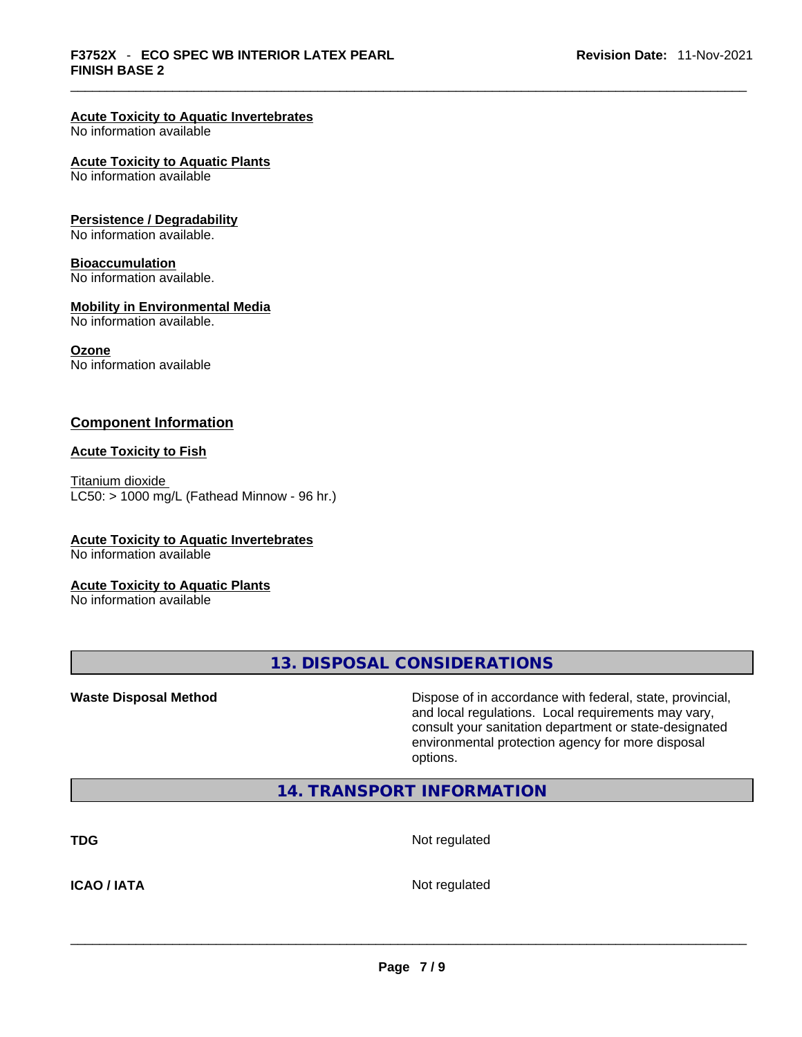**Acute Toxicity to Aquatic Invertebrates**
No information available

**Acute Toxicity to Aquatic Plants**
No information available

**Persistence / Degradability**
No information available.

**Bioaccumulation**
No information available.

**Mobility in Environmental Media**
No information available.

**Ozone**
No information available

## Component Information

**Acute Toxicity to Fish**

Titanium dioxide
LC50: > 1000 mg/L (Fathead Minnow - 96 hr.)

**Acute Toxicity to Aquatic Invertebrates**
No information available

**Acute Toxicity to Aquatic Plants**
No information available

## 13. DISPOSAL CONSIDERATIONS

| | |
|---|---|
| **Waste Disposal Method** | Dispose of in accordance with federal, state, provincial, and local regulations. Local requirements may vary, consult your sanitation department or state-designated environmental protection agency for more disposal options. |

## 14. TRANSPORT INFORMATION

| | |
|---|---|
| **TDG** | Not regulated |
| **ICAO / IATA** | Not regulated |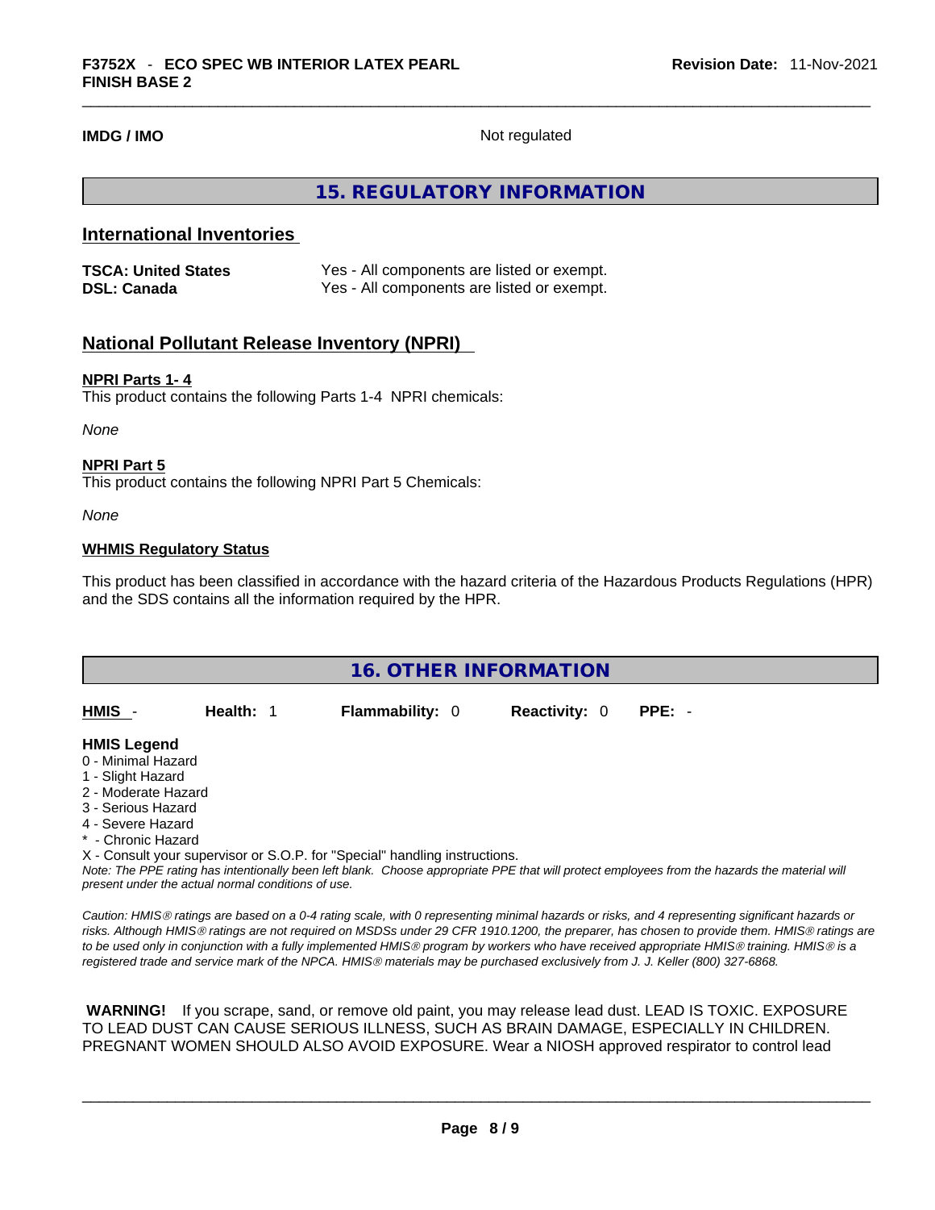**IMDG / IMO** Not regulated

## 15. REGULATORY INFORMATION

### International Inventories

| | |
|---|---|
| **TSCA: United States** | Yes - All components are listed or exempt. |
| **DSL: Canada** | Yes - All components are listed or exempt. |

### National Pollutant Release Inventory (NPRI)

**NPRI Parts 1- 4**

This product contains the following Parts 1-4 NPRI chemicals:

*None*

**NPRI Part 5**

This product contains the following NPRI Part 5 Chemicals:

*None*

**WHMIS Regulatory Status**

This product has been classified in accordance with the hazard criteria of the Hazardous Products Regulations (HPR) and the SDS contains all the information required by the HPR.

## 16. OTHER INFORMATION

**HMIS** - **Health:** 1 **Flammability:** 0 **Reactivity:** 0 **PPE:** -

**HMIS Legend**

0 - Minimal Hazard
1 - Slight Hazard
2 - Moderate Hazard
3 - Serious Hazard
4 - Severe Hazard
* - Chronic Hazard
X - Consult your supervisor or S.O.P. for "Special" handling instructions.

*Note: The PPE rating has intentionally been left blank. Choose appropriate PPE that will protect employees from the hazards the material will present under the actual normal conditions of use.*

*Caution: HMIS® ratings are based on a 0-4 rating scale, with 0 representing minimal hazards or risks, and 4 representing significant hazards or risks. Although HMIS® ratings are not required on MSDSs under 29 CFR 1910.1200, the preparer, has chosen to provide them. HMIS® ratings are to be used only in conjunction with a fully implemented HMIS® program by workers who have received appropriate HMIS® training. HMIS® is a registered trade and service mark of the NPCA. HMIS® materials may be purchased exclusively from J. J. Keller (800) 327-6868.*

**WARNING!** If you scrape, sand, or remove old paint, you may release lead dust. LEAD IS TOXIC. EXPOSURE TO LEAD DUST CAN CAUSE SERIOUS ILLNESS, SUCH AS BRAIN DAMAGE, ESPECIALLY IN CHILDREN. PREGNANT WOMEN SHOULD ALSO AVOID EXPOSURE. Wear a NIOSH approved respirator to control lead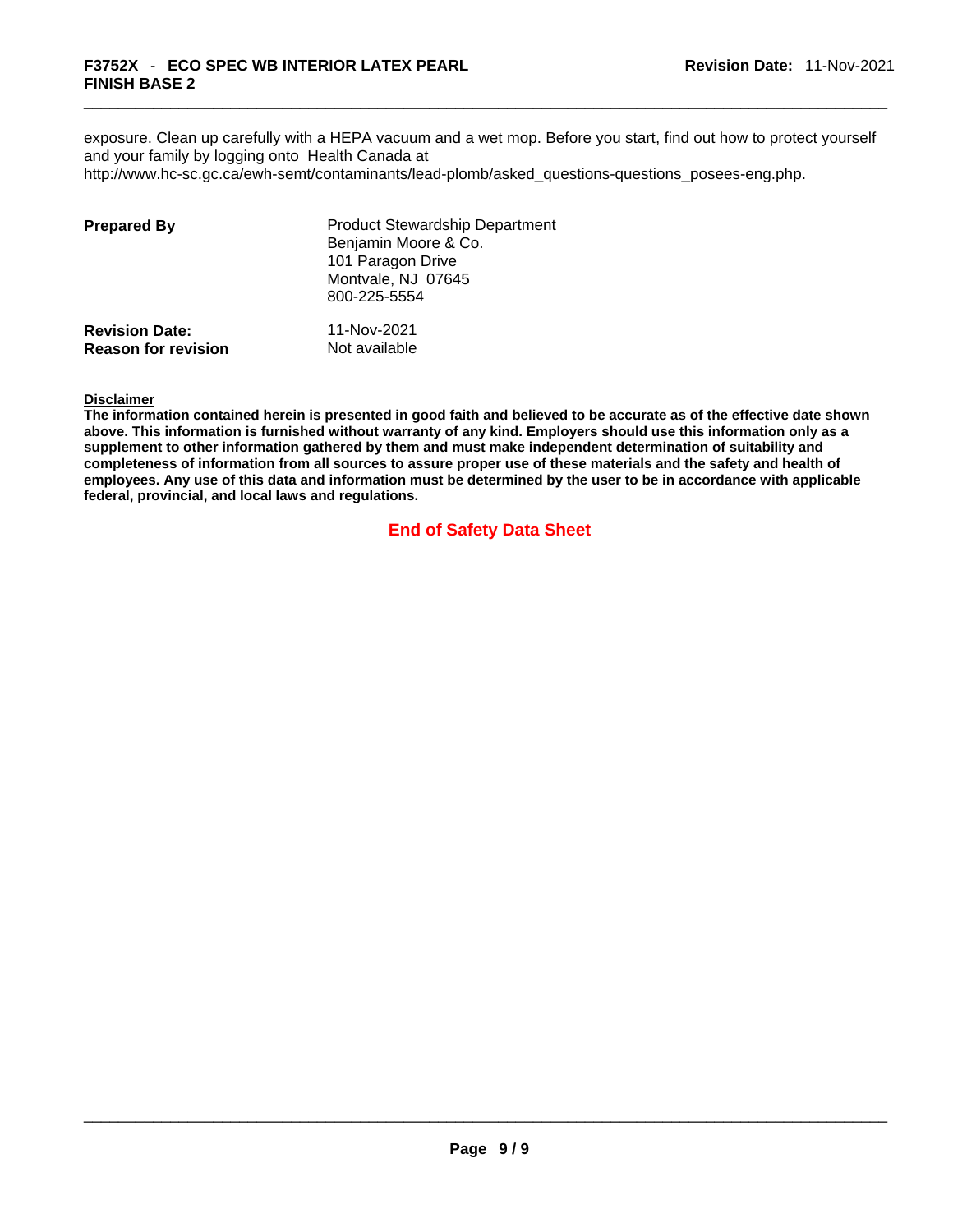exposure. Clean up carefully with a HEPA vacuum and a wet mop. Before you start, find out how to protect yourself and your family by logging onto Health Canada at http://www.hc-sc.gc.ca/ewh-semt/contaminants/lead-plomb/asked_questions-questions_posees-eng.php.

| | |
|---|---|
| **Prepared By** | Product Stewardship Department<br>Benjamin Moore & Co.<br>101 Paragon Drive<br>Montvale, NJ 07645<br>800-225-5554 |
| **Revision Date:** | 11-Nov-2021 |
| **Reason for revision** | Not available |

**Disclaimer**

**The information contained herein is presented in good faith and believed to be accurate as of the effective date shown above. This information is furnished without warranty of any kind. Employers should use this information only as a supplement to other information gathered by them and must make independent determination of suitability and completeness of information from all sources to assure proper use of these materials and the safety and health of employees. Any use of this data and information must be determined by the user to be in accordance with applicable federal, provincial, and local laws and regulations.**

**End of Safety Data Sheet**